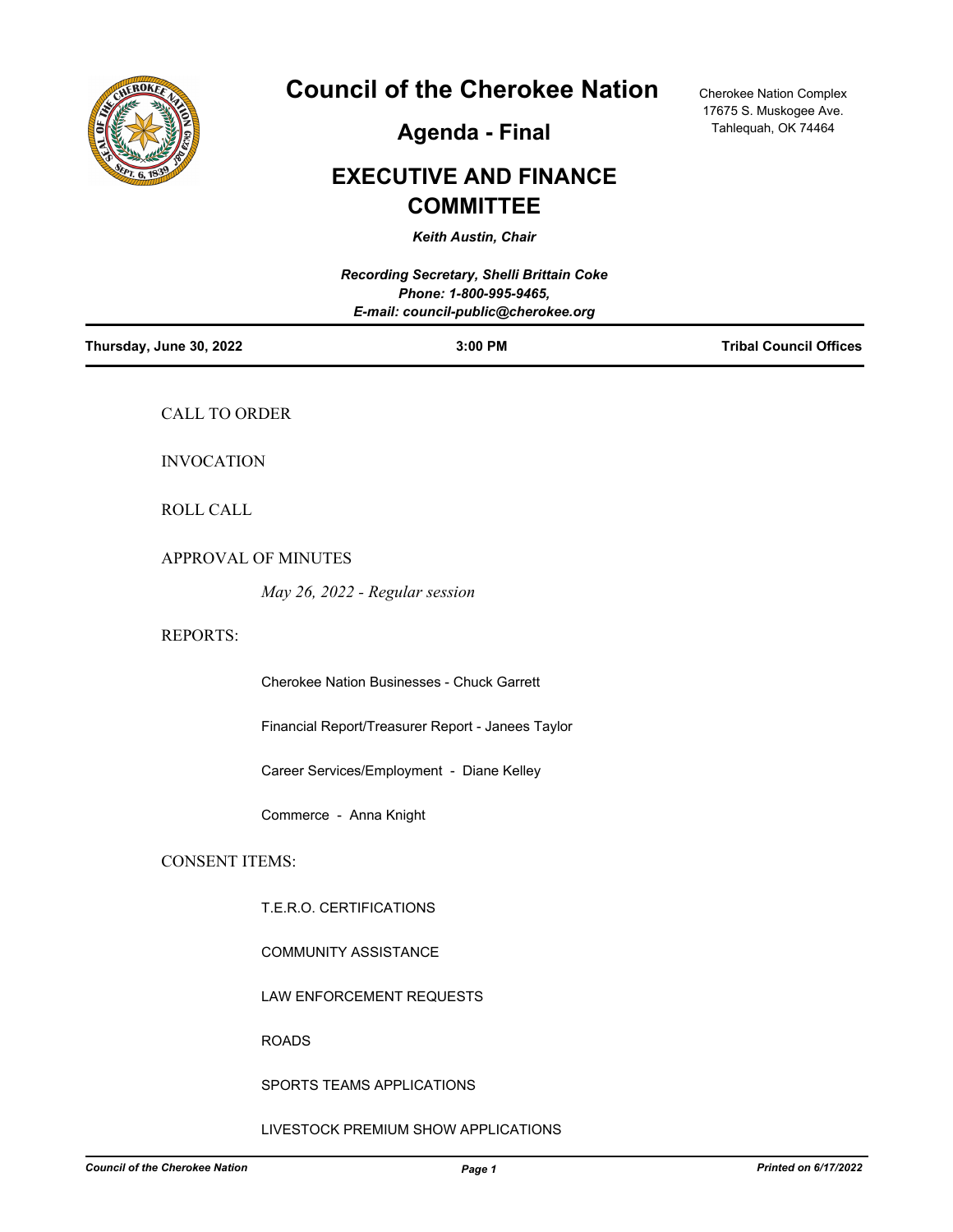# Council of the Cherokee Nation

## Agenda - Final

## EXECUTIVE AND FINANCE COMMITTEE

***Keith Austin, Chair***

Cherokee Nation Complex
17675 S. Muskogee Ave.
Tahlequah, OK 74464

***Recording Secretary, Shelli Brittain Coke***
***Phone: 1-800-995-9465,***
***E-mail: council-public@cherokee.org***

**Thursday, June 30, 2022** | **3:00 PM** | **Tribal Council Offices**

CALL TO ORDER

INVOCATION

ROLL CALL

APPROVAL OF MINUTES

*May 26, 2022 - Regular session*

REPORTS:

Cherokee Nation Businesses - Chuck Garrett

Financial Report/Treasurer Report - Janees Taylor

Career Services/Employment - Diane Kelley

Commerce - Anna Knight

CONSENT ITEMS:

T.E.R.O. CERTIFICATIONS

COMMUNITY ASSISTANCE

LAW ENFORCEMENT REQUESTS

ROADS

SPORTS TEAMS APPLICATIONS

LIVESTOCK PREMIUM SHOW APPLICATIONS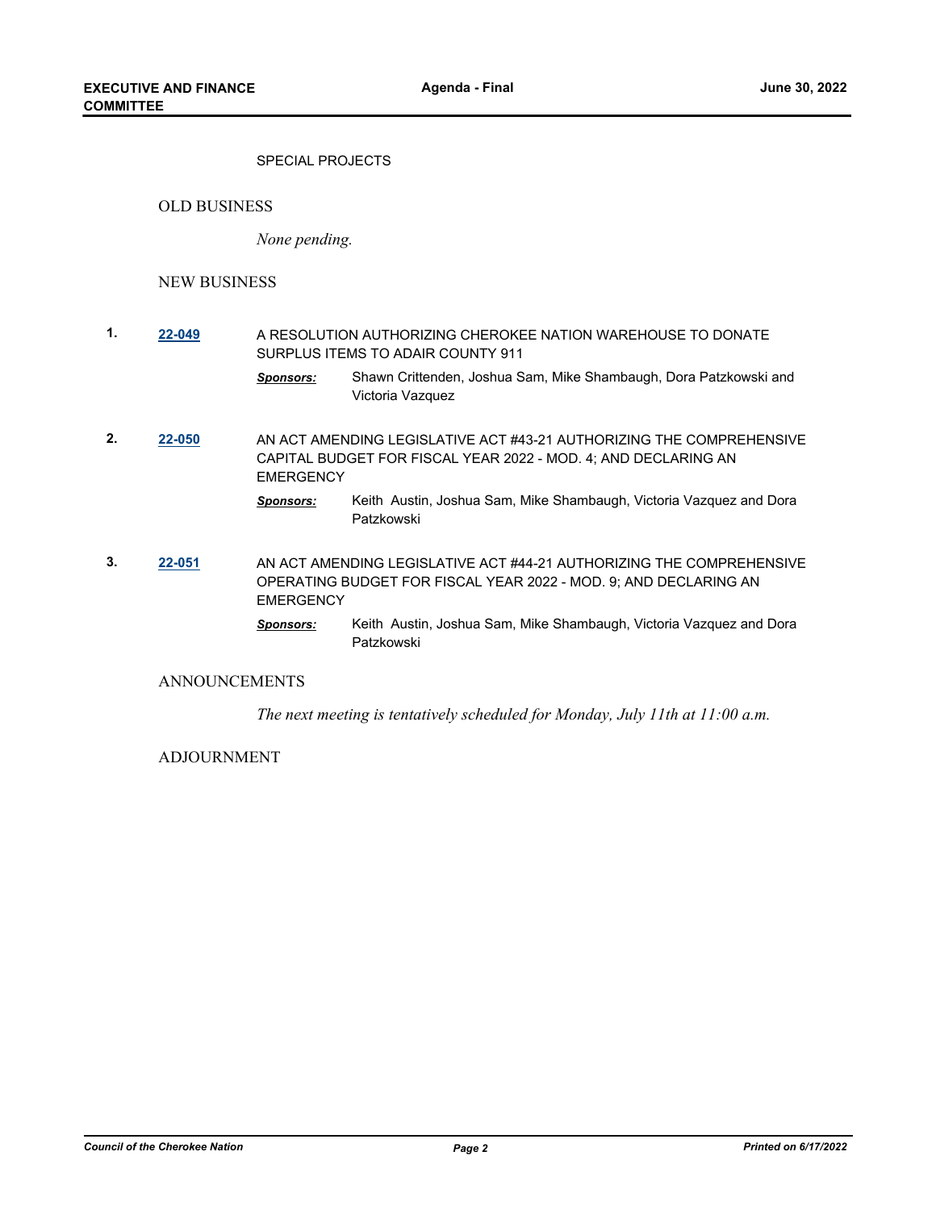SPECIAL PROJECTS

## OLD BUSINESS

*None pending.*

## NEW BUSINESS

**1.** **22-049** A RESOLUTION AUTHORIZING CHEROKEE NATION WAREHOUSE TO DONATE SURPLUS ITEMS TO ADAIR COUNTY 911

***Sponsors:*** Shawn Crittenden, Joshua Sam, Mike Shambaugh, Dora Patzkowski and Victoria Vazquez

**2.** **22-050** AN ACT AMENDING LEGISLATIVE ACT #43-21 AUTHORIZING THE COMPREHENSIVE CAPITAL BUDGET FOR FISCAL YEAR 2022 - MOD. 4; AND DECLARING AN EMERGENCY

***Sponsors:*** Keith Austin, Joshua Sam, Mike Shambaugh, Victoria Vazquez and Dora Patzkowski

**3.** **22-051** AN ACT AMENDING LEGISLATIVE ACT #44-21 AUTHORIZING THE COMPREHENSIVE OPERATING BUDGET FOR FISCAL YEAR 2022 - MOD. 9; AND DECLARING AN EMERGENCY

***Sponsors:*** Keith Austin, Joshua Sam, Mike Shambaugh, Victoria Vazquez and Dora Patzkowski

## ANNOUNCEMENTS

*The next meeting is tentatively scheduled for Monday, July 11th at 11:00 a.m.*

## ADJOURNMENT